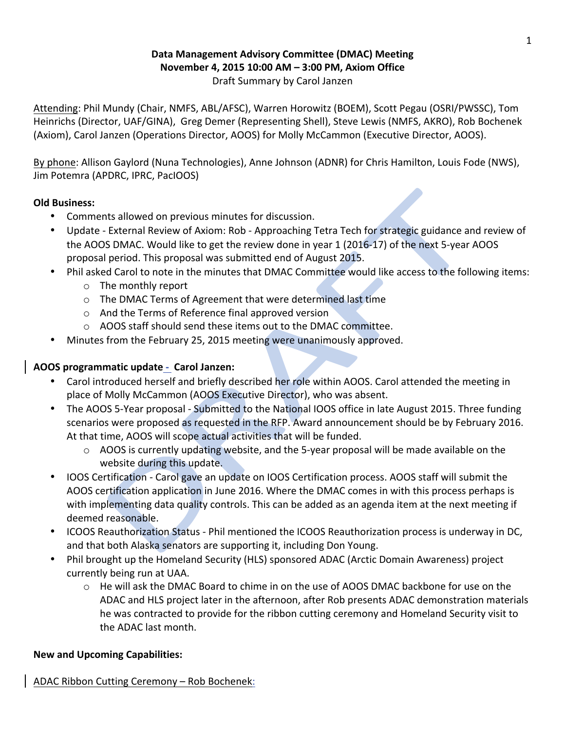# Data Management Advisory Committee (DMAC) Meeting
## November 4, 2015 10:00 AM – 3:00 PM, Axiom Office

Draft Summary by Carol Janzen

Attending: Phil Mundy (Chair, NMFS, ABL/AFSC), Warren Horowitz (BOEM), Scott Pegau (OSRI/PWSSC), Tom Heinrichs (Director, UAF/GINA), Greg Demer (Representing Shell), Steve Lewis (NMFS, AKRO), Rob Bochenek (Axiom), Carol Janzen (Operations Director, AOOS) for Molly McCammon (Executive Director, AOOS).

By phone: Allison Gaylord (Nuna Technologies), Anne Johnson (ADNR) for Chris Hamilton, Louis Fode (NWS), Jim Potemra (APDRC, IPRC, PacIOOS)

**Old Business:**

- Comments allowed on previous minutes for discussion.
- Update - External Review of Axiom: Rob - Approaching Tetra Tech for strategic guidance and review of the AOOS DMAC. Would like to get the review done in year 1 (2016-17) of the next 5-year AOOS proposal period. This proposal was submitted end of August 2015.
- Phil asked Carol to note in the minutes that DMAC Committee would like access to the following items:
  - The monthly report
  - The DMAC Terms of Agreement that were determined last time
  - And the Terms of Reference final approved version
  - AOOS staff should send these items out to the DMAC committee.
- Minutes from the February 25, 2015 meeting were unanimously approved.

**AOOS programmatic update - Carol Janzen:**

- Carol introduced herself and briefly described her role within AOOS. Carol attended the meeting in place of Molly McCammon (AOOS Executive Director), who was absent.
- The AOOS 5-Year proposal - Submitted to the National IOOS office in late August 2015. Three funding scenarios were proposed as requested in the RFP. Award announcement should be by February 2016. At that time, AOOS will scope actual activities that will be funded.
  - AOOS is currently updating website, and the 5-year proposal will be made available on the website during this update.
- IOOS Certification - Carol gave an update on IOOS Certification process. AOOS staff will submit the AOOS certification application in June 2016. Where the DMAC comes in with this process perhaps is with implementing data quality controls. This can be added as an agenda item at the next meeting if deemed reasonable.
- ICOOS Reauthorization Status - Phil mentioned the ICOOS Reauthorization process is underway in DC, and that both Alaska senators are supporting it, including Don Young.
- Phil brought up the Homeland Security (HLS) sponsored ADAC (Arctic Domain Awareness) project currently being run at UAA.
  - He will ask the DMAC Board to chime in on the use of AOOS DMAC backbone for use on the ADAC and HLS project later in the afternoon, after Rob presents ADAC demonstration materials he was contracted to provide for the ribbon cutting ceremony and Homeland Security visit to the ADAC last month.

**New and Upcoming Capabilities:**

ADAC Ribbon Cutting Ceremony – Rob Bochenek: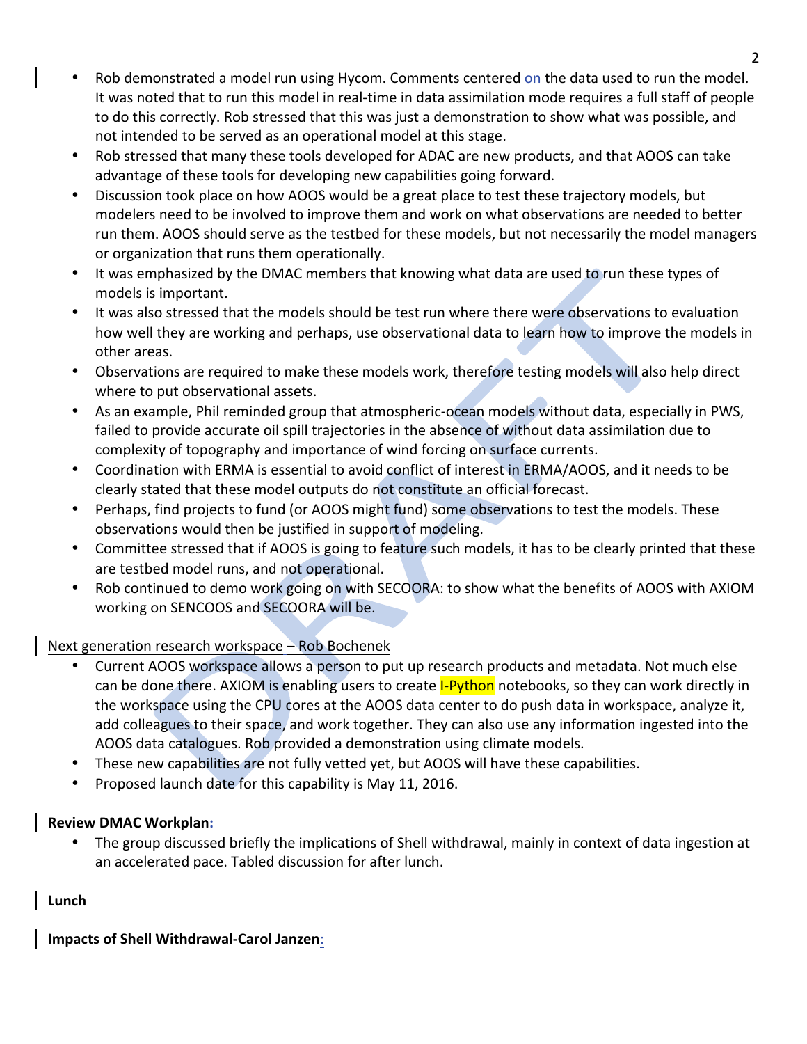- Rob demonstrated a model run using Hycom. Comments centered on the data used to run the model. It was noted that to run this model in real-time in data assimilation mode requires a full staff of people to do this correctly. Rob stressed that this was just a demonstration to show what was possible, and not intended to be served as an operational model at this stage.
- Rob stressed that many these tools developed for ADAC are new products, and that AOOS can take advantage of these tools for developing new capabilities going forward.
- Discussion took place on how AOOS would be a great place to test these trajectory models, but modelers need to be involved to improve them and work on what observations are needed to better run them. AOOS should serve as the testbed for these models, but not necessarily the model managers or organization that runs them operationally.
- It was emphasized by the DMAC members that knowing what data are used to run these types of models is important.
- It was also stressed that the models should be test run where there were observations to evaluation how well they are working and perhaps, use observational data to learn how to improve the models in other areas.
- Observations are required to make these models work, therefore testing models will also help direct where to put observational assets.
- As an example, Phil reminded group that atmospheric-ocean models without data, especially in PWS, failed to provide accurate oil spill trajectories in the absence of without data assimilation due to complexity of topography and importance of wind forcing on surface currents.
- Coordination with ERMA is essential to avoid conflict of interest in ERMA/AOOS, and it needs to be clearly stated that these model outputs do not constitute an official forecast.
- Perhaps, find projects to fund (or AOOS might fund) some observations to test the models. These observations would then be justified in support of modeling.
- Committee stressed that if AOOS is going to feature such models, it has to be clearly printed that these are testbed model runs, and not operational.
- Rob continued to demo work going on with SECOORA: to show what the benefits of AOOS with AXIOM working on SENCOOS and SECOORA will be.

Next generation research workspace – Rob Bochenek

- Current AOOS workspace allows a person to put up research products and metadata. Not much else can be done there. AXIOM is enabling users to create I-Python notebooks, so they can work directly in the workspace using the CPU cores at the AOOS data center to do push data in workspace, analyze it, add colleagues to their space, and work together. They can also use any information ingested into the AOOS data catalogues. Rob provided a demonstration using climate models.
- These new capabilities are not fully vetted yet, but AOOS will have these capabilities.
- Proposed launch date for this capability is May 11, 2016.

**Review DMAC Workplan:**

- The group discussed briefly the implications of Shell withdrawal, mainly in context of data ingestion at an accelerated pace. Tabled discussion for after lunch.

**Lunch**

**Impacts of Shell Withdrawal-Carol Janzen:**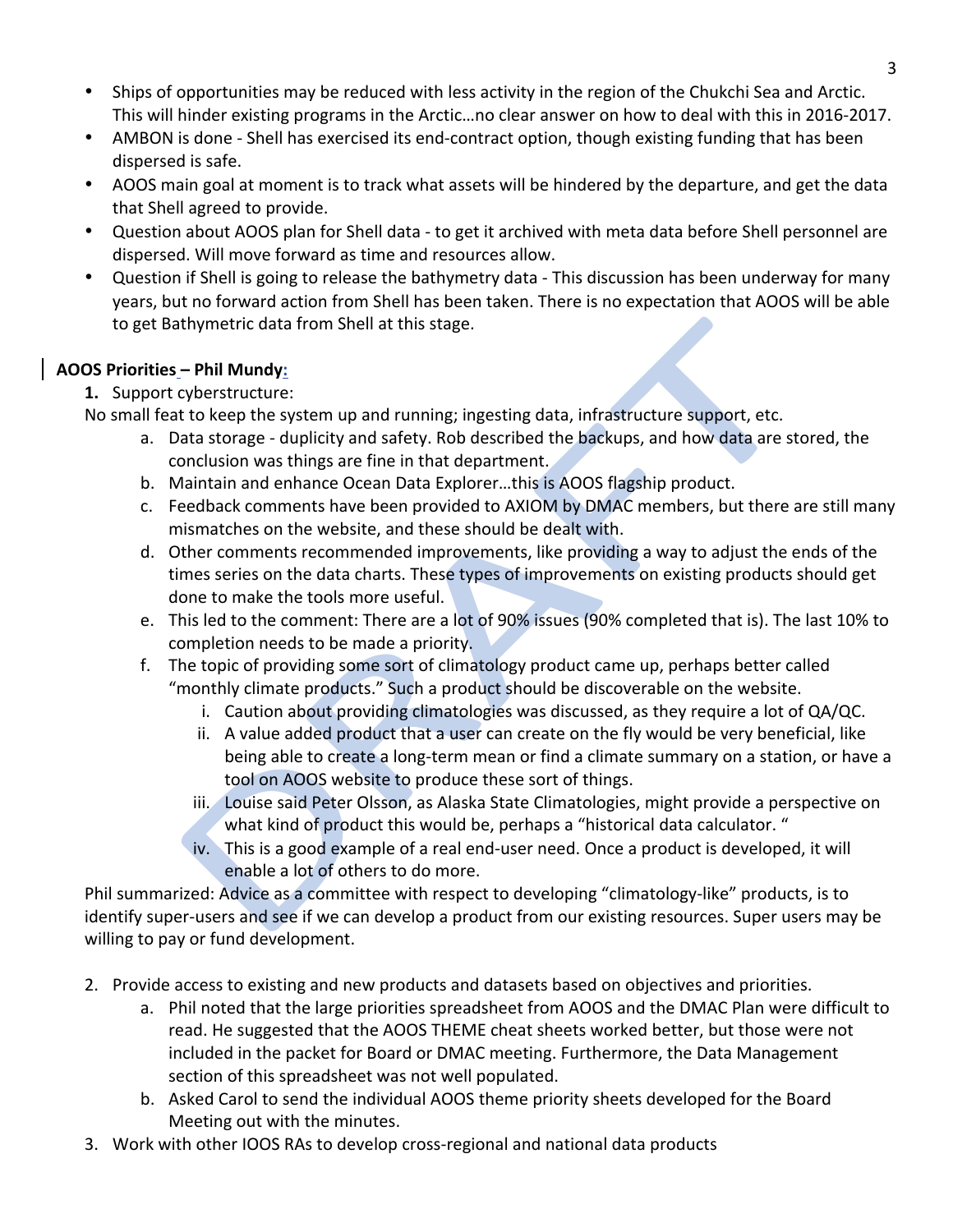- Ships of opportunities may be reduced with less activity in the region of the Chukchi Sea and Arctic. This will hinder existing programs in the Arctic…no clear answer on how to deal with this in 2016-2017.
- AMBON is done - Shell has exercised its end-contract option, though existing funding that has been dispersed is safe.
- AOOS main goal at moment is to track what assets will be hindered by the departure, and get the data that Shell agreed to provide.
- Question about AOOS plan for Shell data - to get it archived with meta data before Shell personnel are dispersed. Will move forward as time and resources allow.
- Question if Shell is going to release the bathymetry data - This discussion has been underway for many years, but no forward action from Shell has been taken. There is no expectation that AOOS will be able to get Bathymetric data from Shell at this stage.

**AOOS Priorities – Phil Mundy:**

**1.** Support cyberstructure:

No small feat to keep the system up and running; ingesting data, infrastructure support, etc.

a. Data storage - duplicity and safety. Rob described the backups, and how data are stored, the conclusion was things are fine in that department.
b. Maintain and enhance Ocean Data Explorer…this is AOOS flagship product.
c. Feedback comments have been provided to AXIOM by DMAC members, but there are still many mismatches on the website, and these should be dealt with.
d. Other comments recommended improvements, like providing a way to adjust the ends of the times series on the data charts. These types of improvements on existing products should get done to make the tools more useful.
e. This led to the comment: There are a lot of 90% issues (90% completed that is). The last 10% to completion needs to be made a priority.
f. The topic of providing some sort of climatology product came up, perhaps better called "monthly climate products." Such a product should be discoverable on the website.
    i. Caution about providing climatologies was discussed, as they require a lot of QA/QC.
    ii. A value added product that a user can create on the fly would be very beneficial, like being able to create a long-term mean or find a climate summary on a station, or have a tool on AOOS website to produce these sort of things.
    iii. Louise said Peter Olsson, as Alaska State Climatologies, might provide a perspective on what kind of product this would be, perhaps a "historical data calculator. "
    iv. This is a good example of a real end-user need. Once a product is developed, it will enable a lot of others to do more.

Phil summarized: Advice as a committee with respect to developing "climatology-like" products, is to identify super-users and see if we can develop a product from our existing resources. Super users may be willing to pay or fund development.

2. Provide access to existing and new products and datasets based on objectives and priorities.
    a. Phil noted that the large priorities spreadsheet from AOOS and the DMAC Plan were difficult to read. He suggested that the AOOS THEME cheat sheets worked better, but those were not included in the packet for Board or DMAC meeting. Furthermore, the Data Management section of this spreadsheet was not well populated.
    b. Asked Carol to send the individual AOOS theme priority sheets developed for the Board Meeting out with the minutes.
3. Work with other IOOS RAs to develop cross-regional and national data products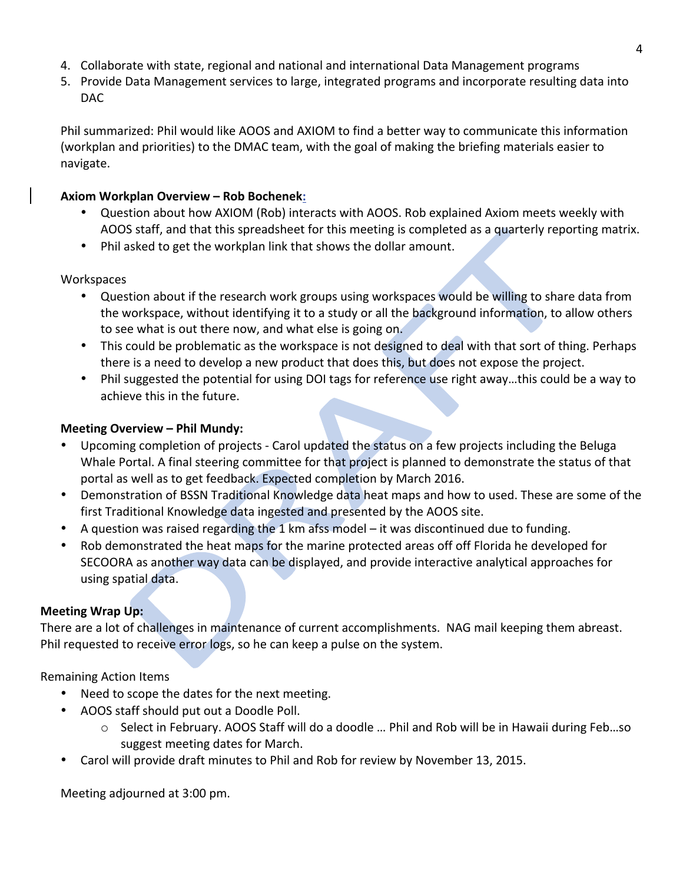4. Collaborate with state, regional and national and international Data Management programs
5. Provide Data Management services to large, integrated programs and incorporate resulting data into DAC

Phil summarized: Phil would like AOOS and AXIOM to find a better way to communicate this information (workplan and priorities) to the DMAC team, with the goal of making the briefing materials easier to navigate.

**Axiom Workplan Overview – Rob Bochenek:**

- Question about how AXIOM (Rob) interacts with AOOS. Rob explained Axiom meets weekly with AOOS staff, and that this spreadsheet for this meeting is completed as a quarterly reporting matrix.
- Phil asked to get the workplan link that shows the dollar amount.

Workspaces

- Question about if the research work groups using workspaces would be willing to share data from the workspace, without identifying it to a study or all the background information, to allow others to see what is out there now, and what else is going on.
- This could be problematic as the workspace is not designed to deal with that sort of thing. Perhaps there is a need to develop a new product that does this, but does not expose the project.
- Phil suggested the potential for using DOI tags for reference use right away…this could be a way to achieve this in the future.

**Meeting Overview – Phil Mundy:**

- Upcoming completion of projects - Carol updated the status on a few projects including the Beluga Whale Portal. A final steering committee for that project is planned to demonstrate the status of that portal as well as to get feedback. Expected completion by March 2016.
- Demonstration of BSSN Traditional Knowledge data heat maps and how to used. These are some of the first Traditional Knowledge data ingested and presented by the AOOS site.
- A question was raised regarding the 1 km afss model – it was discontinued due to funding.
- Rob demonstrated the heat maps for the marine protected areas off off Florida he developed for SECOORA as another way data can be displayed, and provide interactive analytical approaches for using spatial data.

**Meeting Wrap Up:**

There are a lot of challenges in maintenance of current accomplishments. NAG mail keeping them abreast. Phil requested to receive error logs, so he can keep a pulse on the system.

Remaining Action Items

- Need to scope the dates for the next meeting.
- AOOS staff should put out a Doodle Poll.
  - Select in February. AOOS Staff will do a doodle … Phil and Rob will be in Hawaii during Feb…so suggest meeting dates for March.
- Carol will provide draft minutes to Phil and Rob for review by November 13, 2015.

Meeting adjourned at 3:00 pm.